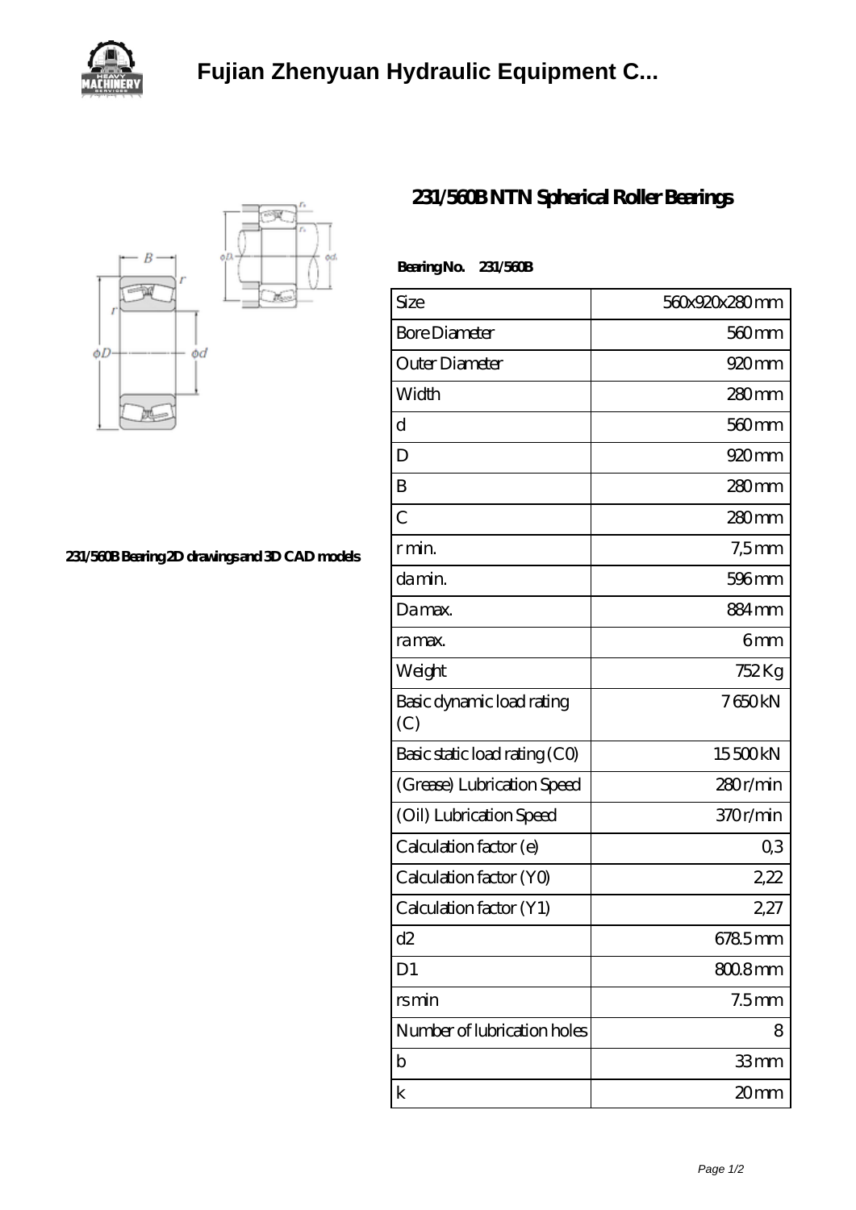# Fujian Zhenyuan Hydraulic Equipment C...

## 231/560B NTN Spherical Roller Bearings

231/560B Bearing 2D drawings and 3D CAD models

**Bearing No. 231/560B**

| Size | 560x920x280 mm |
|---|---|
| Bore Diameter | 560 mm |
| Outer Diameter | 920 mm |
| Width | 280 mm |
| d | 560 mm |
| D | 920 mm |
| B | 280 mm |
| C | 280 mm |
| r min. | 7,5 mm |
| da min. | 596 mm |
| Da max. | 884 mm |
| ra max. | 6 mm |
| Weight | 752 Kg |
| Basic dynamic load rating (C) | 7 650 kN |
| Basic static load rating (C0) | 15 500 kN |
| (Grease) Lubrication Speed | 280 r/min |
| (Oil) Lubrication Speed | 370 r/min |
| Calculation factor (e) | 0,3 |
| Calculation factor (Y0) | 2,22 |
| Calculation factor (Y1) | 2,27 |
| d2 | 678.5 mm |
| D1 | 800.8 mm |
| rs min | 7.5 mm |
| Number of lubrication holes | 8 |
| b | 33 mm |
| k | 20 mm |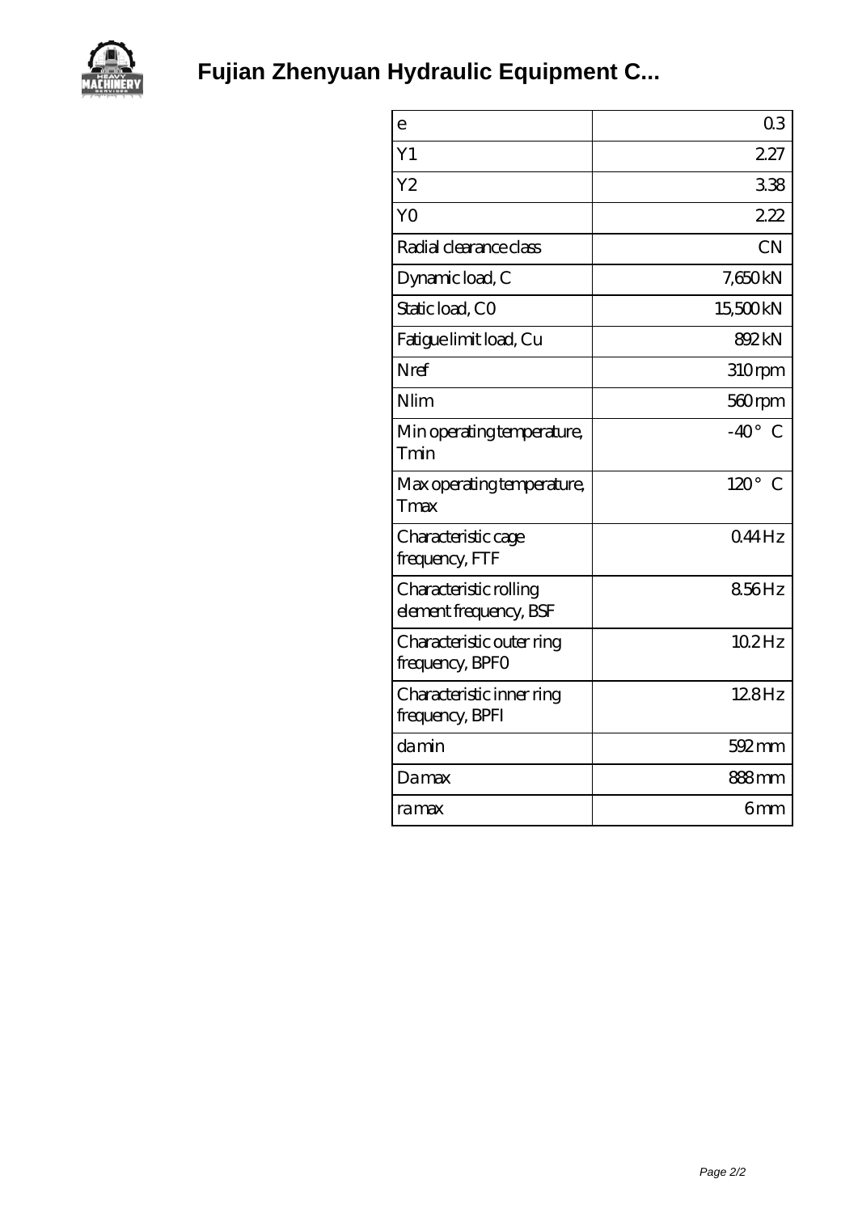| | |
|---|---|
| e | 0.3 |
| Y1 | 2.27 |
| Y2 | 3.38 |
| Y0 | 2.22 |
| Radial clearance class | CN |
| Dynamic load, C | 7,650 kN |
| Static load, C0 | 15,500 kN |
| Fatigue limit load, Cu | 892 kN |
| Nref | 310 rpm |
| Nlim | 560 rpm |
| Min operating temperature, Tmin | -40 ° C |
| Max operating temperature, Tmax | 120 ° C |
| Characteristic cage frequency, FTF | 0.44 Hz |
| Characteristic rolling element frequency, BSF | 8.56 Hz |
| Characteristic outer ring frequency, BPF0 | 10.2 Hz |
| Characteristic inner ring frequency, BPFI | 12.8 Hz |
| da min | 592 mm |
| Da max | 888 mm |
| ra max | 6 mm |